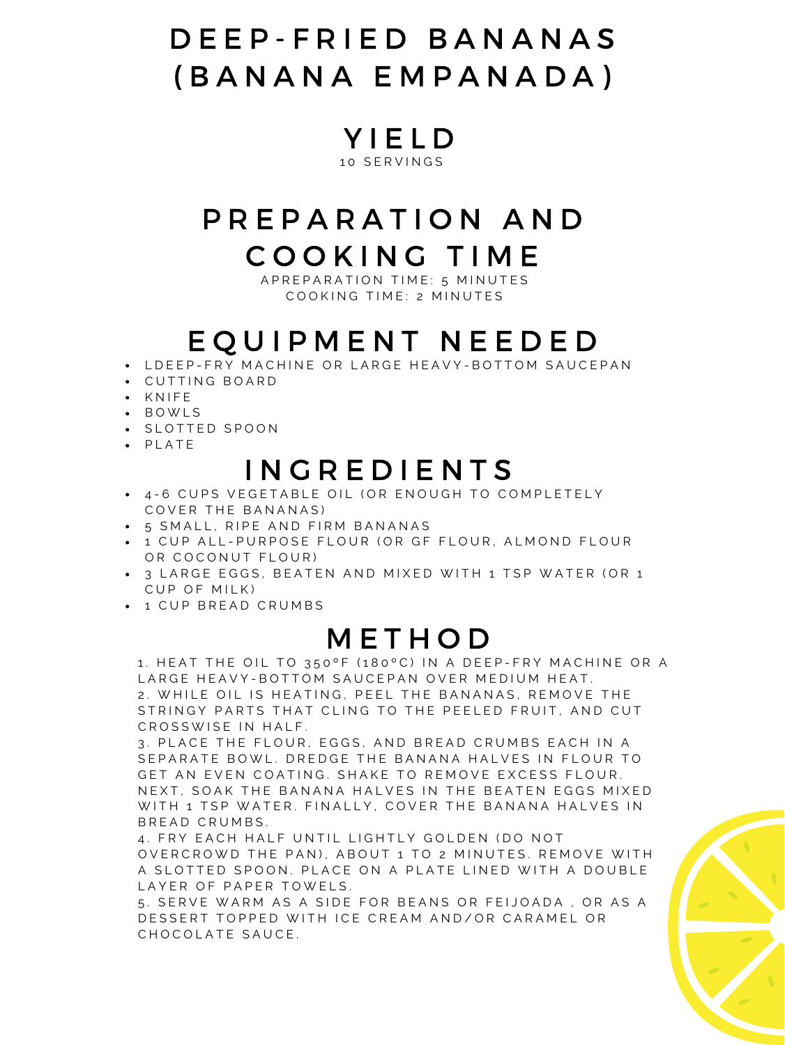# DEEP-FRIED BANANAS (BANANA EMPANADA)

## YIELD

10 SERVINGS

## PREPARATION AND COOKING TIME

APREPARATION TIME: 5 MINUTES
COOKING TIME: 2 MINUTES

## EQUIPMENT NEEDED

- LDEEP-FRY MACHINE OR LARGE HEAVY-BOTTOM SAUCEPAN
- CUTTING BOARD
- KNIFE
- BOWLS
- SLOTTED SPOON
- PLATE

## INGREDIENTS

- 4-6 CUPS VEGETABLE OIL (OR ENOUGH TO COMPLETELY COVER THE BANANAS)
- 5 SMALL, RIPE AND FIRM BANANAS
- 1 CUP ALL-PURPOSE FLOUR (OR GF FLOUR, ALMOND FLOUR OR COCONUT FLOUR)
- 3 LARGE EGGS, BEATEN AND MIXED WITH 1 TSP WATER (OR 1 CUP OF MILK)
- 1 CUP BREAD CRUMBS

## METHOD

1. HEAT THE OIL TO 350°F (180°C) IN A DEEP-FRY MACHINE OR A LARGE HEAVY-BOTTOM SAUCEPAN OVER MEDIUM HEAT.
2. WHILE OIL IS HEATING, PEEL THE BANANAS, REMOVE THE STRINGY PARTS THAT CLING TO THE PEELED FRUIT, AND CUT CROSSWISE IN HALF.
3. PLACE THE FLOUR, EGGS, AND BREAD CRUMBS EACH IN A SEPARATE BOWL. DREDGE THE BANANA HALVES IN FLOUR TO GET AN EVEN COATING. SHAKE TO REMOVE EXCESS FLOUR. NEXT, SOAK THE BANANA HALVES IN THE BEATEN EGGS MIXED WITH 1 TSP WATER. FINALLY, COVER THE BANANA HALVES IN BREAD CRUMBS.
4. FRY EACH HALF UNTIL LIGHTLY GOLDEN (DO NOT OVERCROWD THE PAN), ABOUT 1 TO 2 MINUTES. REMOVE WITH A SLOTTED SPOON. PLACE ON A PLATE LINED WITH A DOUBLE LAYER OF PAPER TOWELS.
5. SERVE WARM AS A SIDE FOR BEANS OR FEIJOADA , OR AS A DESSERT TOPPED WITH ICE CREAM AND/OR CARAMEL OR CHOCOLATE SAUCE.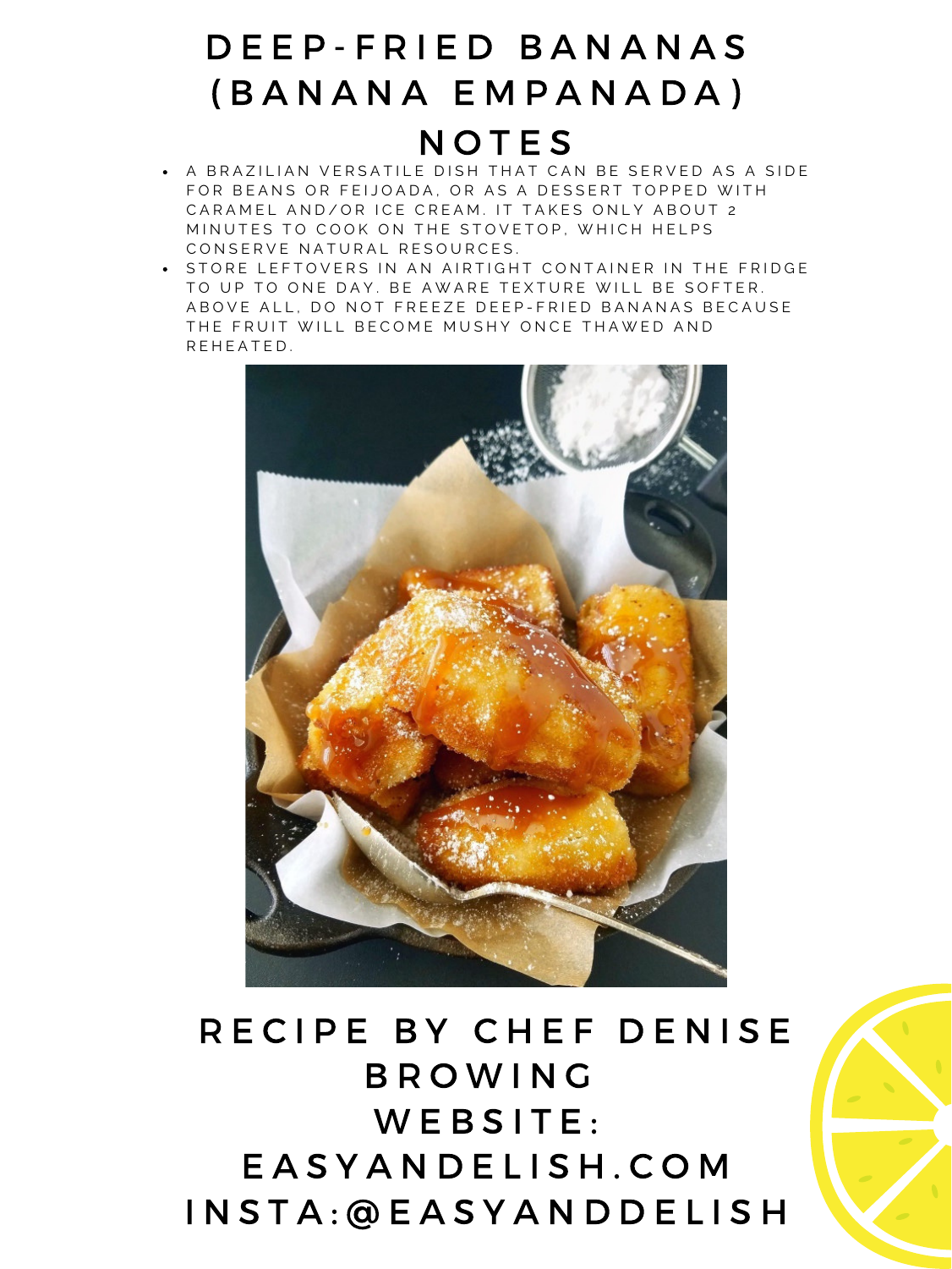# DEEP-FRIED BANANAS (BANANA EMPANADA)

## NOTES

- A BRAZILIAN VERSATILE DISH THAT CAN BE SERVED AS A SIDE FOR BEANS OR FEIJOADA, OR AS A DESSERT TOPPED WITH CARAMEL AND/OR ICE CREAM. IT TAKES ONLY ABOUT 2 MINUTES TO COOK ON THE STOVETOP, WHICH HELPS CONSERVE NATURAL RESOURCES.
- STORE LEFTOVERS IN AN AIRTIGHT CONTAINER IN THE FRIDGE TO UP TO ONE DAY. BE AWARE TEXTURE WILL BE SOFTER. ABOVE ALL, DO NOT FREEZE DEEP-FRIED BANANAS BECAUSE THE FRUIT WILL BECOME MUSHY ONCE THAWED AND REHEATED.

RECIPE BY CHEF DENISE BROWING
WEBSITE: EASYANDELISH.COM
INSTA:@EASYANDDELISH